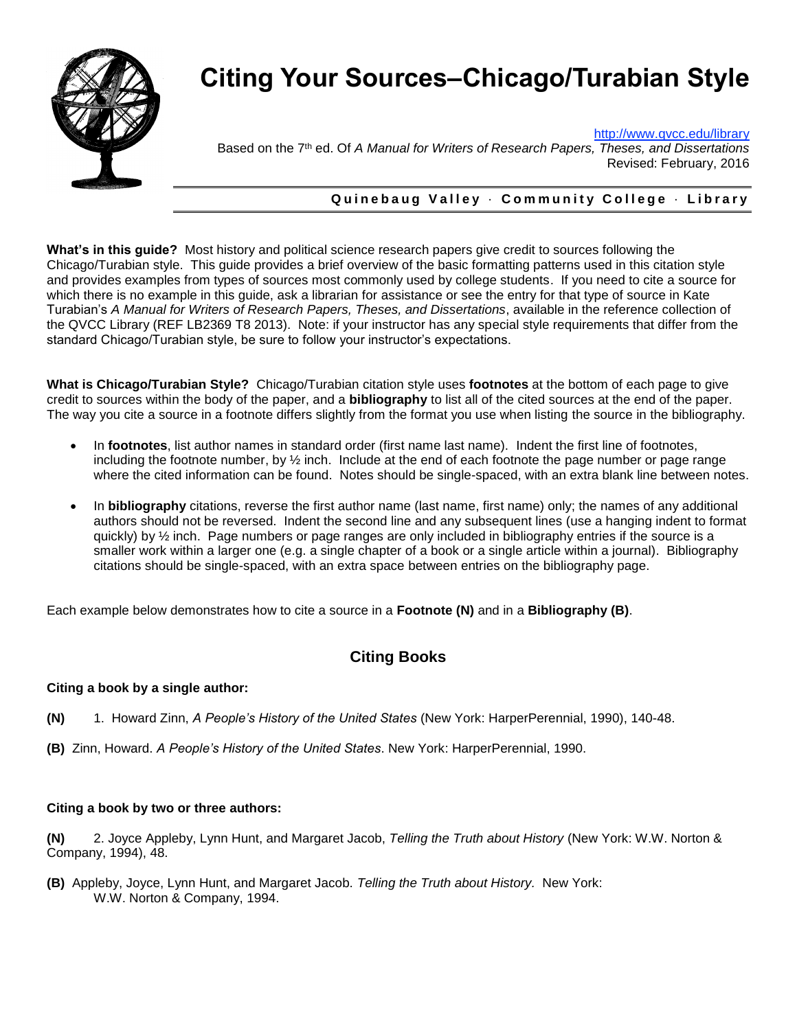# Citing Your Sources–Chicago/Turabian Style

http://www.qvcc.edu/library
Based on the 7th ed. Of *A Manual for Writers of Research Papers, Theses, and Dissertations*
Revised: February, 2016

**Quinebaug Valley · Community College · Library**

**What's in this guide?** Most history and political science research papers give credit to sources following the Chicago/Turabian style. This guide provides a brief overview of the basic formatting patterns used in this citation style and provides examples from types of sources most commonly used by college students. If you need to cite a source for which there is no example in this guide, ask a librarian for assistance or see the entry for that type of source in Kate Turabian's *A Manual for Writers of Research Papers, Theses, and Dissertations*, available in the reference collection of the QVCC Library (REF LB2369 T8 2013). Note: if your instructor has any special style requirements that differ from the standard Chicago/Turabian style, be sure to follow your instructor's expectations.

**What is Chicago/Turabian Style?** Chicago/Turabian citation style uses **footnotes** at the bottom of each page to give credit to sources within the body of the paper, and a **bibliography** to list all of the cited sources at the end of the paper. The way you cite a source in a footnote differs slightly from the format you use when listing the source in the bibliography.

- In **footnotes**, list author names in standard order (first name last name). Indent the first line of footnotes, including the footnote number, by ½ inch. Include at the end of each footnote the page number or page range where the cited information can be found. Notes should be single-spaced, with an extra blank line between notes.
- In **bibliography** citations, reverse the first author name (last name, first name) only; the names of any additional authors should not be reversed. Indent the second line and any subsequent lines (use a hanging indent to format quickly) by ½ inch. Page numbers or page ranges are only included in bibliography entries if the source is a smaller work within a larger one (e.g. a single chapter of a book or a single article within a journal). Bibliography citations should be single-spaced, with an extra space between entries on the bibliography page.

Each example below demonstrates how to cite a source in a **Footnote (N)** and in a **Bibliography (B)**.

## Citing Books

**Citing a book by a single author:**

**(N)** 1. Howard Zinn, *A People's History of the United States* (New York: HarperPerennial, 1990), 140-48.

**(B)** Zinn, Howard. *A People's History of the United States*. New York: HarperPerennial, 1990.

**Citing a book by two or three authors:**

**(N)** 2. Joyce Appleby, Lynn Hunt, and Margaret Jacob, *Telling the Truth about History* (New York: W.W. Norton & Company, 1994), 48.

**(B)** Appleby, Joyce, Lynn Hunt, and Margaret Jacob. *Telling the Truth about History.* New York: W.W. Norton & Company, 1994.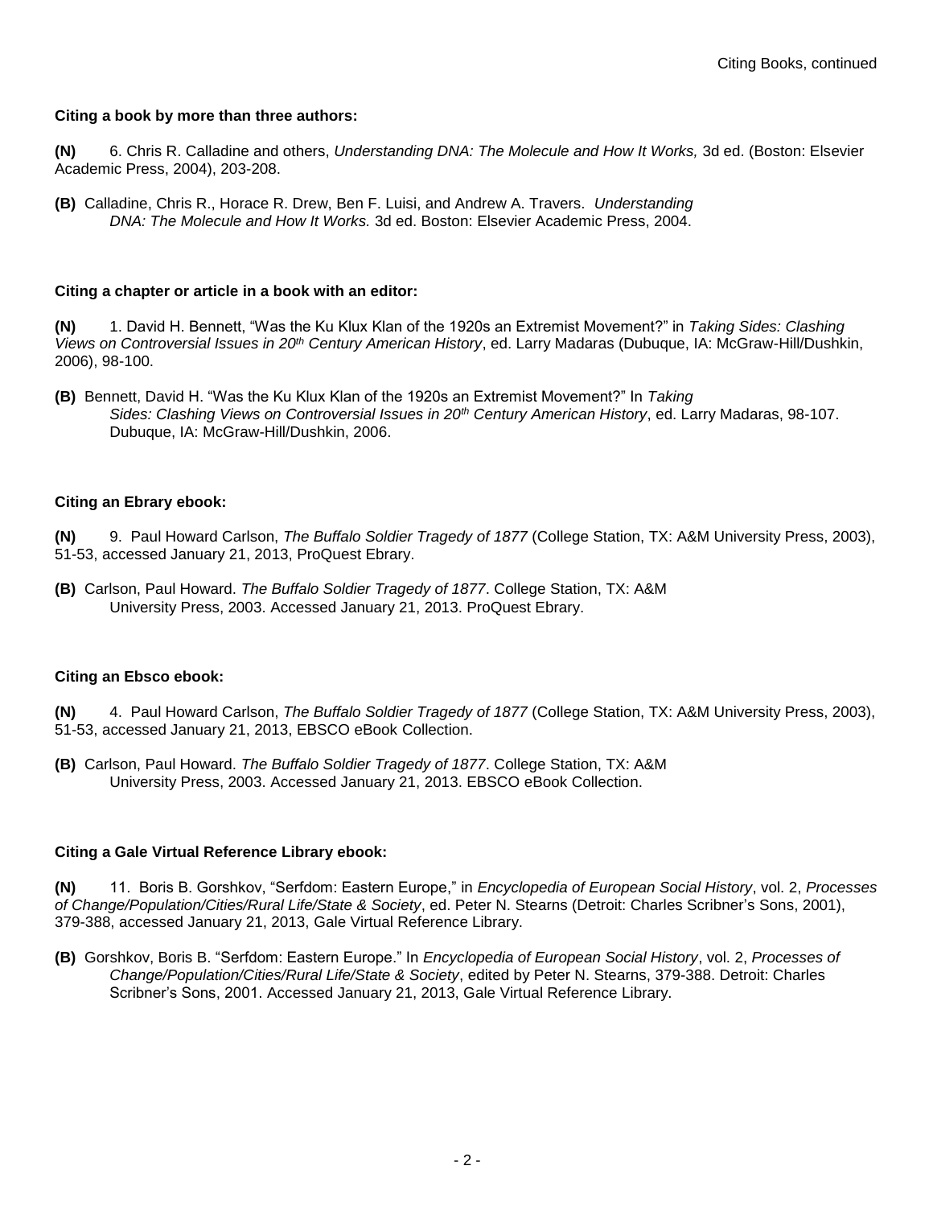### Citing a book by more than three authors:

**(N)** 6. Chris R. Calladine and others, *Understanding DNA: The Molecule and How It Works,* 3d ed. (Boston: Elsevier Academic Press, 2004), 203-208.

**(B)** Calladine, Chris R., Horace R. Drew, Ben F. Luisi, and Andrew A. Travers. *Understanding DNA: The Molecule and How It Works.* 3d ed. Boston: Elsevier Academic Press, 2004.

### Citing a chapter or article in a book with an editor:

**(N)** 1. David H. Bennett, "Was the Ku Klux Klan of the 1920s an Extremist Movement?" in *Taking Sides: Clashing Views on Controversial Issues in 20th Century American History*, ed. Larry Madaras (Dubuque, IA: McGraw-Hill/Dushkin, 2006), 98-100.

**(B)** Bennett, David H. "Was the Ku Klux Klan of the 1920s an Extremist Movement?" In *Taking Sides: Clashing Views on Controversial Issues in 20th Century American History*, ed. Larry Madaras, 98-107. Dubuque, IA: McGraw-Hill/Dushkin, 2006.

### Citing an Ebrary ebook:

**(N)** 9. Paul Howard Carlson, *The Buffalo Soldier Tragedy of 1877* (College Station, TX: A&M University Press, 2003), 51-53, accessed January 21, 2013, ProQuest Ebrary.

**(B)** Carlson, Paul Howard. *The Buffalo Soldier Tragedy of 1877*. College Station, TX: A&M University Press, 2003. Accessed January 21, 2013. ProQuest Ebrary.

### Citing an Ebsco ebook:

**(N)** 4. Paul Howard Carlson, *The Buffalo Soldier Tragedy of 1877* (College Station, TX: A&M University Press, 2003), 51-53, accessed January 21, 2013, EBSCO eBook Collection.

**(B)** Carlson, Paul Howard. *The Buffalo Soldier Tragedy of 1877*. College Station, TX: A&M University Press, 2003. Accessed January 21, 2013. EBSCO eBook Collection.

### Citing a Gale Virtual Reference Library ebook:

**(N)** 11. Boris B. Gorshkov, "Serfdom: Eastern Europe," in *Encyclopedia of European Social History*, vol. 2, *Processes of Change/Population/Cities/Rural Life/State & Society*, ed. Peter N. Stearns (Detroit: Charles Scribner's Sons, 2001), 379-388, accessed January 21, 2013, Gale Virtual Reference Library.

**(B)** Gorshkov, Boris B. "Serfdom: Eastern Europe." In *Encyclopedia of European Social History*, vol. 2, *Processes of Change/Population/Cities/Rural Life/State & Society*, edited by Peter N. Stearns, 379-388. Detroit: Charles Scribner's Sons, 2001. Accessed January 21, 2013, Gale Virtual Reference Library.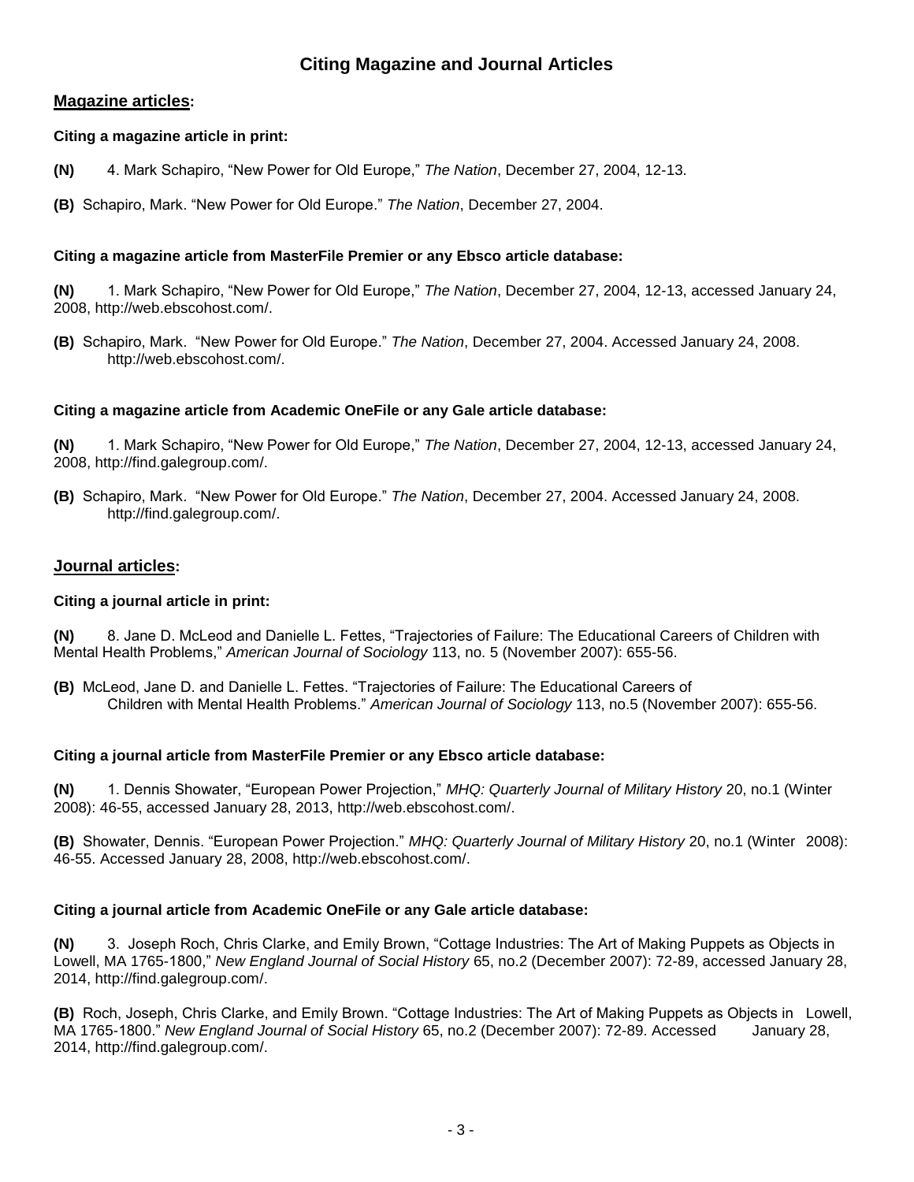# Citing Magazine and Journal Articles

## Magazine articles:

**Citing a magazine article in print:**

**(N)** 4. Mark Schapiro, "New Power for Old Europe," *The Nation*, December 27, 2004, 12-13.

**(B)** Schapiro, Mark. "New Power for Old Europe." *The Nation*, December 27, 2004.

**Citing a magazine article from MasterFile Premier or any Ebsco article database:**

**(N)** 1. Mark Schapiro, "New Power for Old Europe," *The Nation*, December 27, 2004, 12-13, accessed January 24, 2008, http://web.ebscohost.com/.

**(B)** Schapiro, Mark. "New Power for Old Europe." *The Nation*, December 27, 2004. Accessed January 24, 2008. http://web.ebscohost.com/.

**Citing a magazine article from Academic OneFile or any Gale article database:**

**(N)** 1. Mark Schapiro, "New Power for Old Europe," *The Nation*, December 27, 2004, 12-13, accessed January 24, 2008, http://find.galegroup.com/.

**(B)** Schapiro, Mark. "New Power for Old Europe." *The Nation*, December 27, 2004. Accessed January 24, 2008. http://find.galegroup.com/.

## Journal articles:

**Citing a journal article in print:**

**(N)** 8. Jane D. McLeod and Danielle L. Fettes, "Trajectories of Failure: The Educational Careers of Children with Mental Health Problems," *American Journal of Sociology* 113, no. 5 (November 2007): 655-56.

**(B)** McLeod, Jane D. and Danielle L. Fettes. "Trajectories of Failure: The Educational Careers of Children with Mental Health Problems." *American Journal of Sociology* 113, no.5 (November 2007): 655-56.

**Citing a journal article from MasterFile Premier or any Ebsco article database:**

**(N)** 1. Dennis Showater, "European Power Projection," *MHQ: Quarterly Journal of Military History* 20, no.1 (Winter 2008): 46-55, accessed January 28, 2013, http://web.ebscohost.com/.

**(B)** Showater, Dennis. "European Power Projection." *MHQ: Quarterly Journal of Military History* 20, no.1 (Winter 2008): 46-55. Accessed January 28, 2008, http://web.ebscohost.com/.

**Citing a journal article from Academic OneFile or any Gale article database:**

**(N)** 3. Joseph Roch, Chris Clarke, and Emily Brown, "Cottage Industries: The Art of Making Puppets as Objects in Lowell, MA 1765-1800," *New England Journal of Social History* 65, no.2 (December 2007): 72-89, accessed January 28, 2014, http://find.galegroup.com/.

**(B)** Roch, Joseph, Chris Clarke, and Emily Brown. "Cottage Industries: The Art of Making Puppets as Objects in Lowell, MA 1765-1800." *New England Journal of Social History* 65, no.2 (December 2007): 72-89. Accessed January 28, 2014, http://find.galegroup.com/.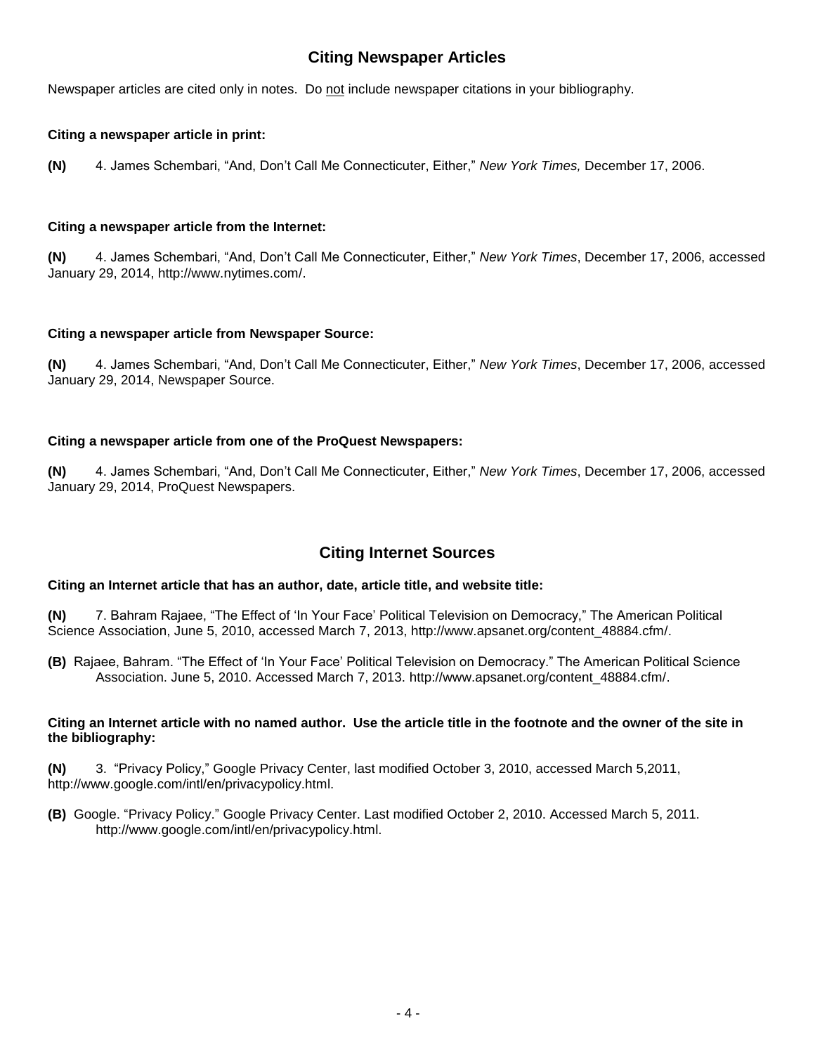## Citing Newspaper Articles

Newspaper articles are cited only in notes. Do not include newspaper citations in your bibliography.

**Citing a newspaper article in print:**

**(N)** 4. James Schembari, "And, Don't Call Me Connecticuter, Either," *New York Times,* December 17, 2006.

**Citing a newspaper article from the Internet:**

**(N)** 4. James Schembari, "And, Don't Call Me Connecticuter, Either," *New York Times*, December 17, 2006, accessed January 29, 2014, http://www.nytimes.com/.

**Citing a newspaper article from Newspaper Source:**

**(N)** 4. James Schembari, "And, Don't Call Me Connecticuter, Either," *New York Times*, December 17, 2006, accessed January 29, 2014, Newspaper Source.

**Citing a newspaper article from one of the ProQuest Newspapers:**

**(N)** 4. James Schembari, "And, Don't Call Me Connecticuter, Either," *New York Times*, December 17, 2006, accessed January 29, 2014, ProQuest Newspapers.

## Citing Internet Sources

**Citing an Internet article that has an author, date, article title, and website title:**

**(N)** 7. Bahram Rajaee, "The Effect of 'In Your Face' Political Television on Democracy," The American Political Science Association, June 5, 2010, accessed March 7, 2013, http://www.apsanet.org/content_48884.cfm/.

**(B)** Rajaee, Bahram. "The Effect of 'In Your Face' Political Television on Democracy." The American Political Science Association. June 5, 2010. Accessed March 7, 2013. http://www.apsanet.org/content_48884.cfm/.

**Citing an Internet article with no named author. Use the article title in the footnote and the owner of the site in the bibliography:**

**(N)** 3. "Privacy Policy," Google Privacy Center, last modified October 3, 2010, accessed March 5,2011, http://www.google.com/intl/en/privacypolicy.html.

**(B)** Google. "Privacy Policy." Google Privacy Center. Last modified October 2, 2010. Accessed March 5, 2011. http://www.google.com/intl/en/privacypolicy.html.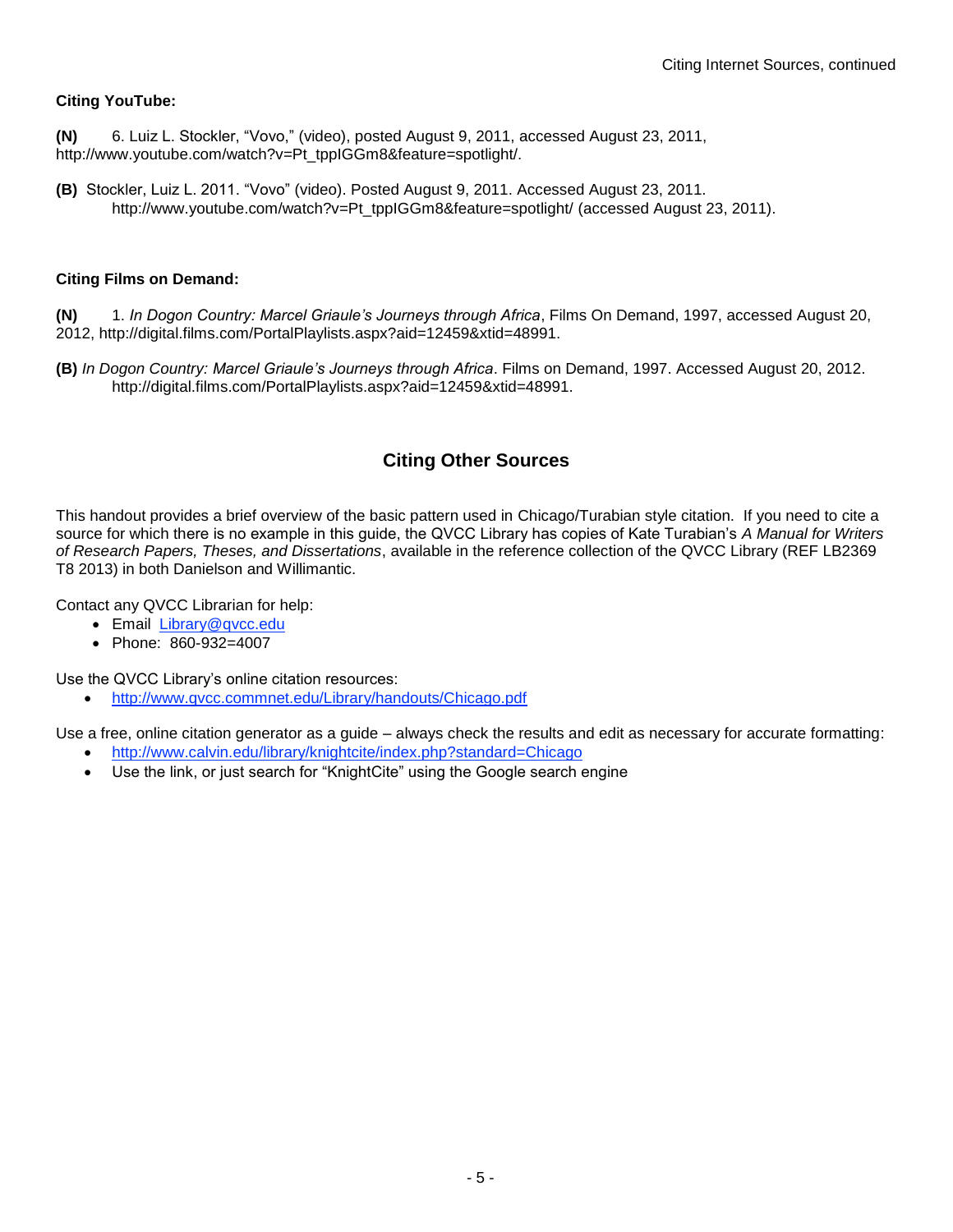**Citing YouTube:**

**(N)** 6. Luiz L. Stockler, “Vovo,” (video), posted August 9, 2011, accessed August 23, 2011, http://www.youtube.com/watch?v=Pt_tppIGGm8&feature=spotlight/.

**(B)** Stockler, Luiz L. 2011. “Vovo” (video). Posted August 9, 2011. Accessed August 23, 2011. http://www.youtube.com/watch?v=Pt_tppIGGm8&feature=spotlight/ (accessed August 23, 2011).

**Citing Films on Demand:**

**(N)** 1. *In Dogon Country: Marcel Griaule’s Journeys through Africa*, Films On Demand, 1997, accessed August 20, 2012, http://digital.films.com/PortalPlaylists.aspx?aid=12459&xtid=48991.

**(B)** *In Dogon Country: Marcel Griaule’s Journeys through Africa*. Films on Demand, 1997. Accessed August 20, 2012. http://digital.films.com/PortalPlaylists.aspx?aid=12459&xtid=48991.

## Citing Other Sources

This handout provides a brief overview of the basic pattern used in Chicago/Turabian style citation. If you need to cite a source for which there is no example in this guide, the QVCC Library has copies of Kate Turabian’s *A Manual for Writers of Research Papers, Theses, and Dissertations*, available in the reference collection of the QVCC Library (REF LB2369 T8 2013) in both Danielson and Willimantic.

Contact any QVCC Librarian for help:

- Email [Library@qvcc.edu](mailto:Library@qvcc.edu)
- Phone: 860-932=4007

Use the QVCC Library’s online citation resources:

- http://www.qvcc.commnet.edu/Library/handouts/Chicago.pdf

Use a free, online citation generator as a guide – always check the results and edit as necessary for accurate formatting:

- http://www.calvin.edu/library/knightcite/index.php?standard=Chicago
- Use the link, or just search for “KnightCite” using the Google search engine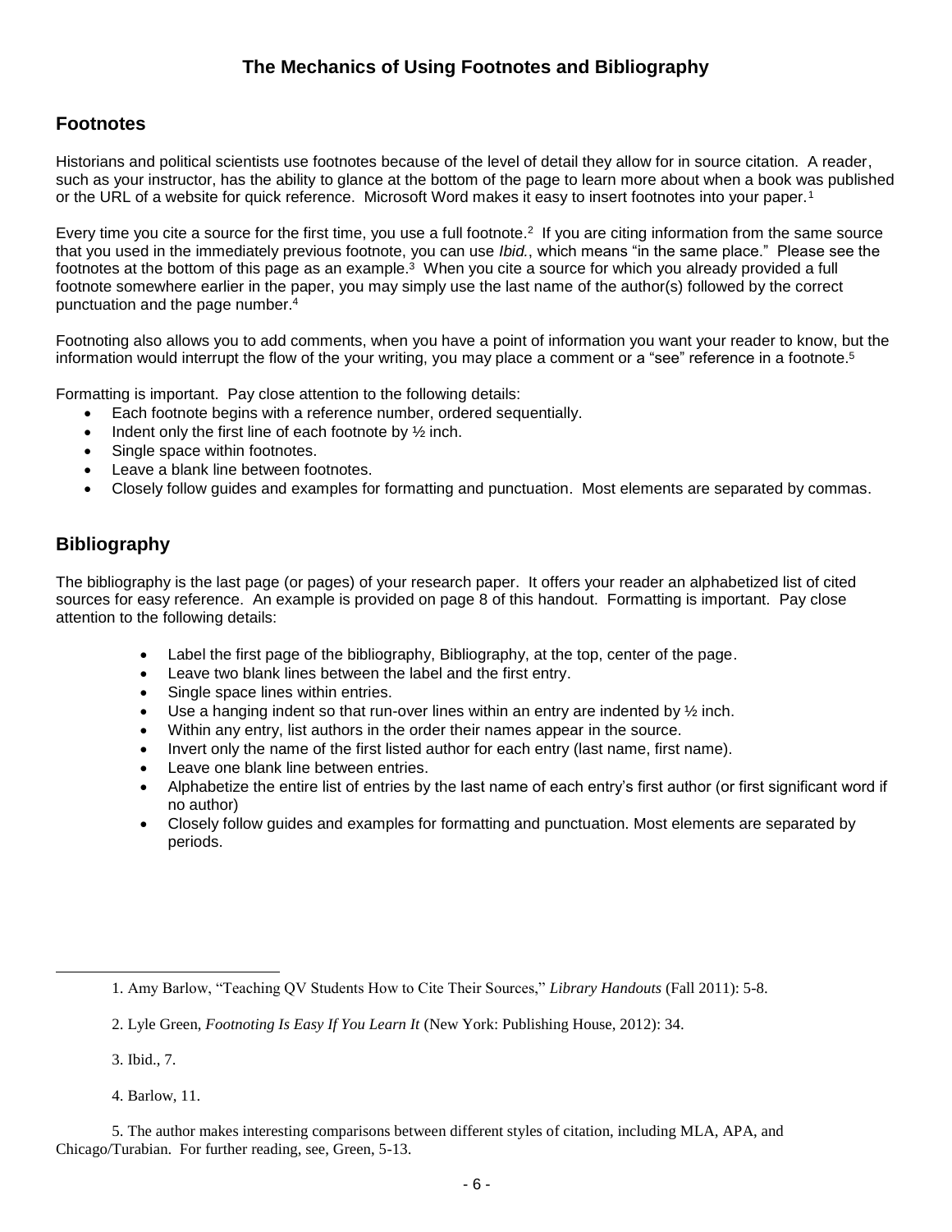# The Mechanics of Using Footnotes and Bibliography

## Footnotes

Historians and political scientists use footnotes because of the level of detail they allow for in source citation. A reader, such as your instructor, has the ability to glance at the bottom of the page to learn more about when a book was published or the URL of a website for quick reference. Microsoft Word makes it easy to insert footnotes into your paper.[1]

Every time you cite a source for the first time, you use a full footnote.[2] If you are citing information from the same source that you used in the immediately previous footnote, you can use *Ibid.*, which means "in the same place." Please see the footnotes at the bottom of this page as an example.[3] When you cite a source for which you already provided a full footnote somewhere earlier in the paper, you may simply use the last name of the author(s) followed by the correct punctuation and the page number.[4]

Footnoting also allows you to add comments, when you have a point of information you want your reader to know, but the information would interrupt the flow of the your writing, you may place a comment or a "see" reference in a footnote.[5]

Formatting is important. Pay close attention to the following details:

- Each footnote begins with a reference number, ordered sequentially.
- Indent only the first line of each footnote by ½ inch.
- Single space within footnotes.
- Leave a blank line between footnotes.
- Closely follow guides and examples for formatting and punctuation. Most elements are separated by commas.

## Bibliography

The bibliography is the last page (or pages) of your research paper. It offers your reader an alphabetized list of cited sources for easy reference. An example is provided on page 8 of this handout. Formatting is important. Pay close attention to the following details:

- Label the first page of the bibliography, Bibliography, at the top, center of the page.
- Leave two blank lines between the label and the first entry.
- Single space lines within entries.
- Use a hanging indent so that run-over lines within an entry are indented by ½ inch.
- Within any entry, list authors in the order their names appear in the source.
- Invert only the name of the first listed author for each entry (last name, first name).
- Leave one blank line between entries.
- Alphabetize the entire list of entries by the last name of each entry's first author (or first significant word if no author)
- Closely follow guides and examples for formatting and punctuation. Most elements are separated by periods.

---

1. Amy Barlow, "Teaching QV Students How to Cite Their Sources," *Library Handouts* (Fall 2011): 5-8.

2. Lyle Green, *Footnoting Is Easy If You Learn It* (New York: Publishing House, 2012): 34.

3. Ibid., 7.

4. Barlow, 11.

5. The author makes interesting comparisons between different styles of citation, including MLA, APA, and Chicago/Turabian. For further reading, see, Green, 5-13.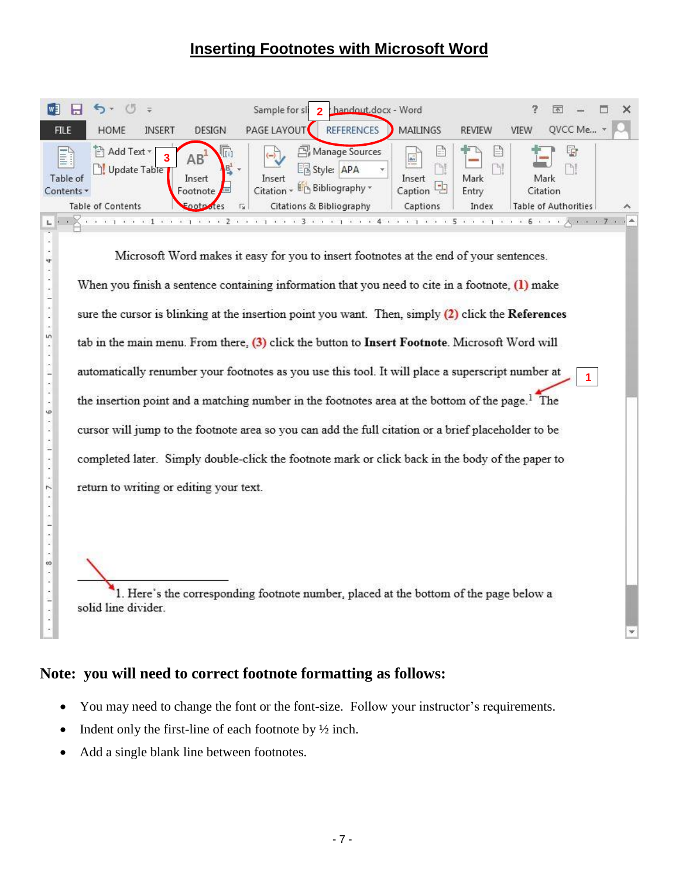# Inserting Footnotes with Microsoft Word

Microsoft Word makes it easy for you to insert footnotes at the end of your sentences. When you finish a sentence containing information that you need to cite in a footnote, **(1)** make sure the cursor is blinking at the insertion point you want. Then, simply **(2)** click the **References** tab in the main menu. From there, **(3)** click the button to **Insert Footnote**. Microsoft Word will automatically renumber your footnotes as you use this tool. It will place a superscript number at the insertion point and a matching number in the footnotes area at the bottom of the page.[1] The cursor will jump to the footnote area so you can add the full citation or a brief placeholder to be completed later. Simply double-click the footnote mark or click back in the body of the paper to return to writing or editing your text.

1. Here's the corresponding footnote number, placed at the bottom of the page below a solid line divider.

**Note: you will need to correct footnote formatting as follows:**

- You may need to change the font or the font-size. Follow your instructor's requirements.
- Indent only the first-line of each footnote by ½ inch.
- Add a single blank line between footnotes.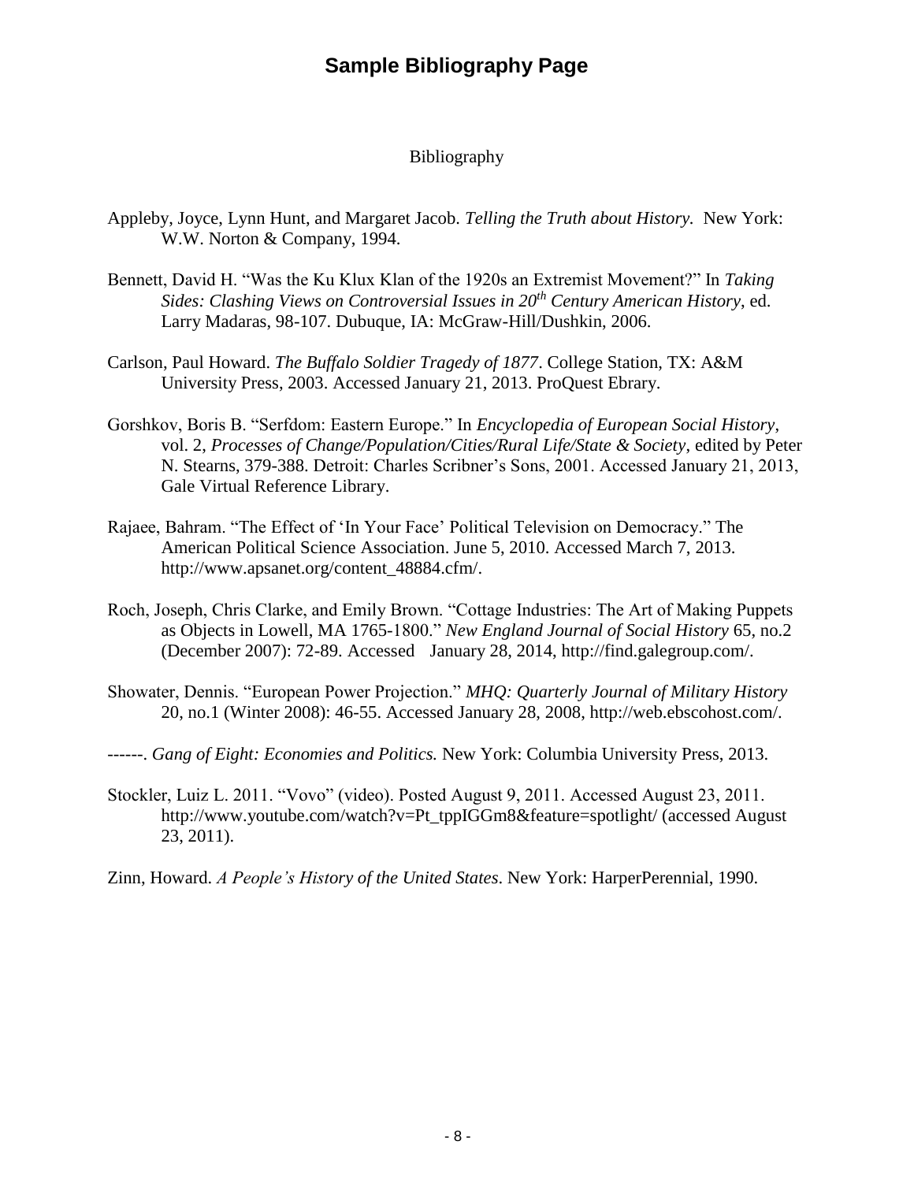# Sample Bibliography Page

Bibliography

Appleby, Joyce, Lynn Hunt, and Margaret Jacob. *Telling the Truth about History.* New York: W.W. Norton & Company, 1994.

Bennett, David H. "Was the Ku Klux Klan of the 1920s an Extremist Movement?" In *Taking Sides: Clashing Views on Controversial Issues in 20th Century American History*, ed. Larry Madaras, 98-107. Dubuque, IA: McGraw-Hill/Dushkin, 2006.

Carlson, Paul Howard. *The Buffalo Soldier Tragedy of 1877*. College Station, TX: A&M University Press, 2003. Accessed January 21, 2013. ProQuest Ebrary.

Gorshkov, Boris B. "Serfdom: Eastern Europe." In *Encyclopedia of European Social History*, vol. 2, *Processes of Change/Population/Cities/Rural Life/State & Society*, edited by Peter N. Stearns, 379-388. Detroit: Charles Scribner's Sons, 2001. Accessed January 21, 2013, Gale Virtual Reference Library.

Rajaee, Bahram. "The Effect of 'In Your Face' Political Television on Democracy." The American Political Science Association. June 5, 2010. Accessed March 7, 2013. http://www.apsanet.org/content_48884.cfm/.

Roch, Joseph, Chris Clarke, and Emily Brown. "Cottage Industries: The Art of Making Puppets as Objects in Lowell, MA 1765-1800." *New England Journal of Social History* 65, no.2 (December 2007): 72-89. Accessed January 28, 2014, http://find.galegroup.com/.

Showater, Dennis. "European Power Projection." *MHQ: Quarterly Journal of Military History* 20, no.1 (Winter 2008): 46-55. Accessed January 28, 2008, http://web.ebscohost.com/.

------. *Gang of Eight: Economies and Politics.* New York: Columbia University Press, 2013.

Stockler, Luiz L. 2011. "Vovo" (video). Posted August 9, 2011. Accessed August 23, 2011. http://www.youtube.com/watch?v=Pt_tppIGGm8&feature=spotlight/ (accessed August 23, 2011).

Zinn, Howard. *A People's History of the United States*. New York: HarperPerennial, 1990.